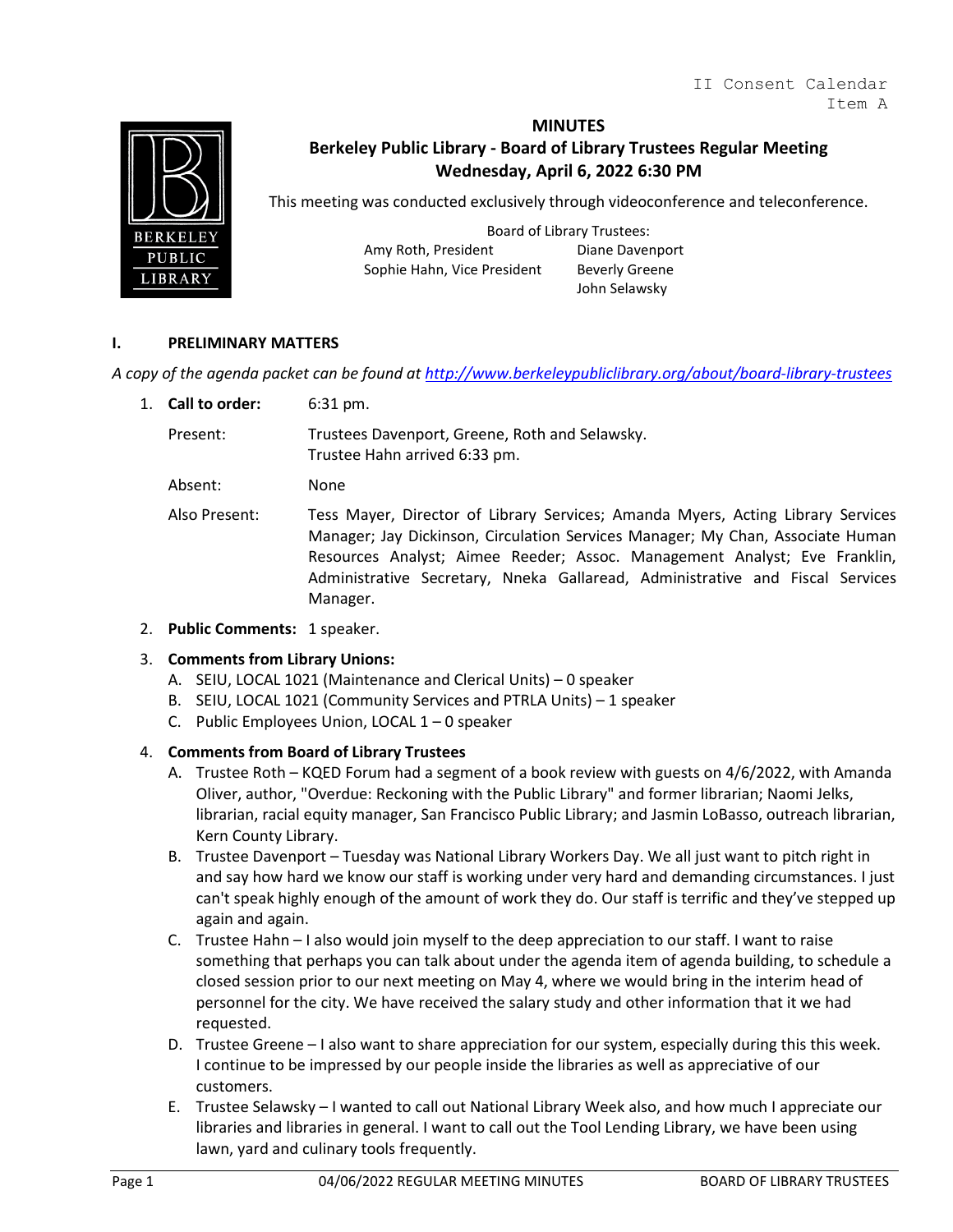II Consent Calendar
Item A

# MINUTES

## Berkeley Public Library - Board of Library Trustees Regular Meeting
## Wednesday, April 6, 2022 6:30 PM

This meeting was conducted exclusively through videoconference and teleconference.

Board of Library Trustees:

Amy Roth, President
Sophie Hahn, Vice President
Diane Davenport
Beverly Greene
John Selawsky

### I. PRELIMINARY MATTERS

*A copy of the agenda packet can be found at http://www.berkeleypubliclibrary.org/about/board-library-trustees*

1. **Call to order:** 6:31 pm.

   Present: Trustees Davenport, Greene, Roth and Selawsky.
   Trustee Hahn arrived 6:33 pm.

   Absent: None

   Also Present: Tess Mayer, Director of Library Services; Amanda Myers, Acting Library Services Manager; Jay Dickinson, Circulation Services Manager; My Chan, Associate Human Resources Analyst; Aimee Reeder; Assoc. Management Analyst; Eve Franklin, Administrative Secretary, Nneka Gallaread, Administrative and Fiscal Services Manager.

2. **Public Comments:** 1 speaker.

3. **Comments from Library Unions:**
   A. SEIU, LOCAL 1021 (Maintenance and Clerical Units) – 0 speaker
   B. SEIU, LOCAL 1021 (Community Services and PTRLA Units) – 1 speaker
   C. Public Employees Union, LOCAL 1 – 0 speaker

4. **Comments from Board of Library Trustees**
   A. Trustee Roth – KQED Forum had a segment of a book review with guests on 4/6/2022, with Amanda Oliver, author, "Overdue: Reckoning with the Public Library" and former librarian; Naomi Jelks, librarian, racial equity manager, San Francisco Public Library; and Jasmin LoBasso, outreach librarian, Kern County Library.
   B. Trustee Davenport – Tuesday was National Library Workers Day. We all just want to pitch right in and say how hard we know our staff is working under very hard and demanding circumstances. I just can't speak highly enough of the amount of work they do. Our staff is terrific and they've stepped up again and again.
   C. Trustee Hahn – I also would join myself to the deep appreciation to our staff. I want to raise something that perhaps you can talk about under the agenda item of agenda building, to schedule a closed session prior to our next meeting on May 4, where we would bring in the interim head of personnel for the city. We have received the salary study and other information that it we had requested.
   D. Trustee Greene – I also want to share appreciation for our system, especially during this this week. I continue to be impressed by our people inside the libraries as well as appreciative of our customers.
   E. Trustee Selawsky – I wanted to call out National Library Week also, and how much I appreciate our libraries and libraries in general. I want to call out the Tool Lending Library, we have been using lawn, yard and culinary tools frequently.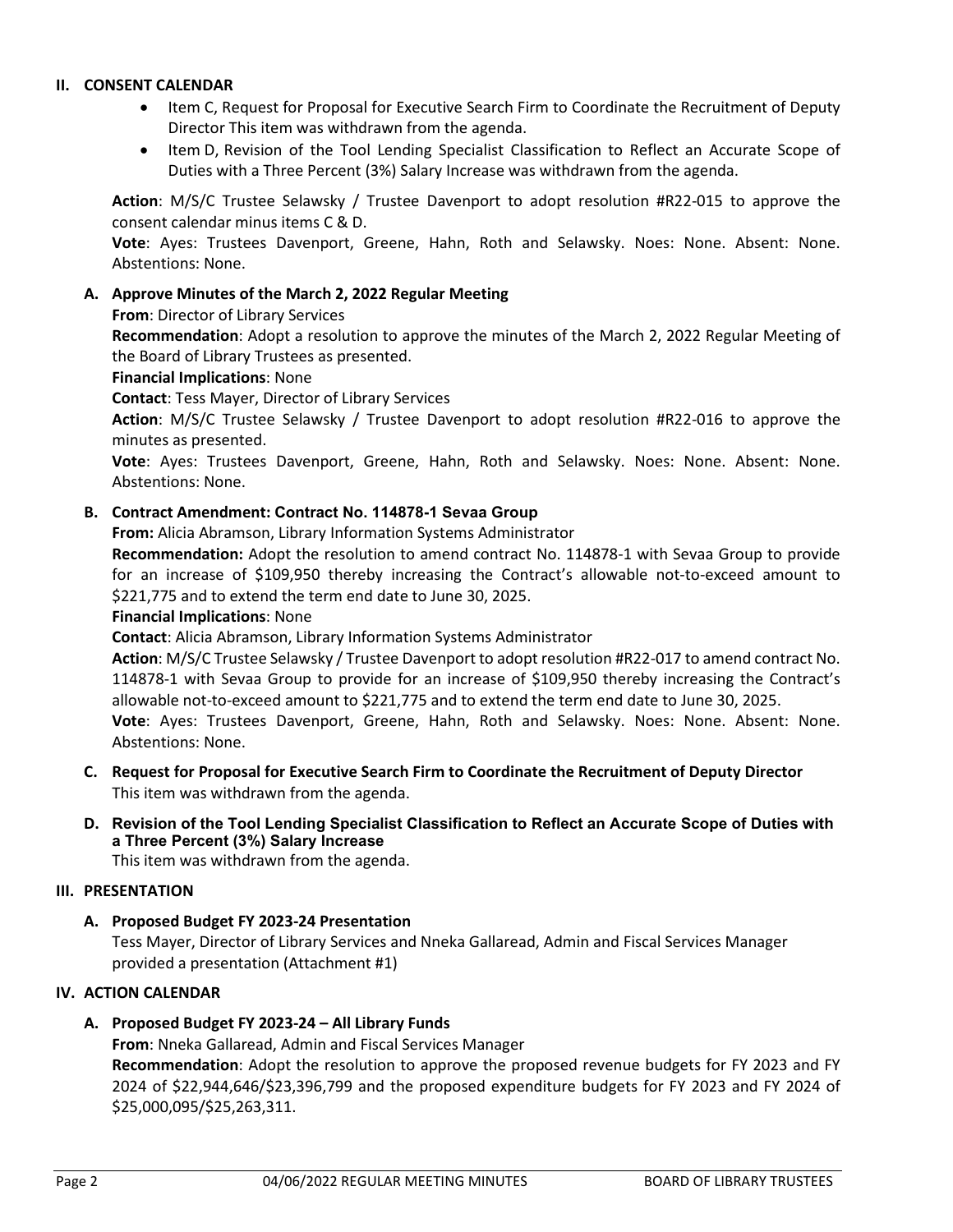## II. CONSENT CALENDAR

- Item C, Request for Proposal for Executive Search Firm to Coordinate the Recruitment of Deputy Director This item was withdrawn from the agenda.
- Item D, Revision of the Tool Lending Specialist Classification to Reflect an Accurate Scope of Duties with a Three Percent (3%) Salary Increase was withdrawn from the agenda.

**Action**: M/S/C Trustee Selawsky / Trustee Davenport to adopt resolution #R22-015 to approve the consent calendar minus items C & D.

**Vote**: Ayes: Trustees Davenport, Greene, Hahn, Roth and Selawsky. Noes: None. Absent: None. Abstentions: None.

### A. Approve Minutes of the March 2, 2022 Regular Meeting

**From**: Director of Library Services

**Recommendation**: Adopt a resolution to approve the minutes of the March 2, 2022 Regular Meeting of the Board of Library Trustees as presented.

**Financial Implications**: None

**Contact**: Tess Mayer, Director of Library Services

**Action**: M/S/C Trustee Selawsky / Trustee Davenport to adopt resolution #R22-016 to approve the minutes as presented.

**Vote**: Ayes: Trustees Davenport, Greene, Hahn, Roth and Selawsky. Noes: None. Absent: None. Abstentions: None.

### B. Contract Amendment: Contract No. 114878-1 Sevaa Group

**From:** Alicia Abramson, Library Information Systems Administrator

**Recommendation:** Adopt the resolution to amend contract No. 114878-1 with Sevaa Group to provide for an increase of $109,950 thereby increasing the Contract's allowable not-to-exceed amount to $221,775 and to extend the term end date to June 30, 2025.

**Financial Implications**: None

**Contact**: Alicia Abramson, Library Information Systems Administrator

**Action**: M/S/C Trustee Selawsky / Trustee Davenport to adopt resolution #R22-017 to amend contract No. 114878-1 with Sevaa Group to provide for an increase of $109,950 thereby increasing the Contract's allowable not-to-exceed amount to $221,775 and to extend the term end date to June 30, 2025.

**Vote**: Ayes: Trustees Davenport, Greene, Hahn, Roth and Selawsky. Noes: None. Absent: None. Abstentions: None.

### C. Request for Proposal for Executive Search Firm to Coordinate the Recruitment of Deputy Director

This item was withdrawn from the agenda.

### D. Revision of the Tool Lending Specialist Classification to Reflect an Accurate Scope of Duties with a Three Percent (3%) Salary Increase

This item was withdrawn from the agenda.

## III. PRESENTATION

### A. Proposed Budget FY 2023-24 Presentation

Tess Mayer, Director of Library Services and Nneka Gallaread, Admin and Fiscal Services Manager provided a presentation (Attachment #1)

## IV. ACTION CALENDAR

### A. Proposed Budget FY 2023-24 – All Library Funds

**From**: Nneka Gallaread, Admin and Fiscal Services Manager

**Recommendation**: Adopt the resolution to approve the proposed revenue budgets for FY 2023 and FY 2024 of $22,944,646/$23,396,799 and the proposed expenditure budgets for FY 2023 and FY 2024 of $25,000,095/$25,263,311.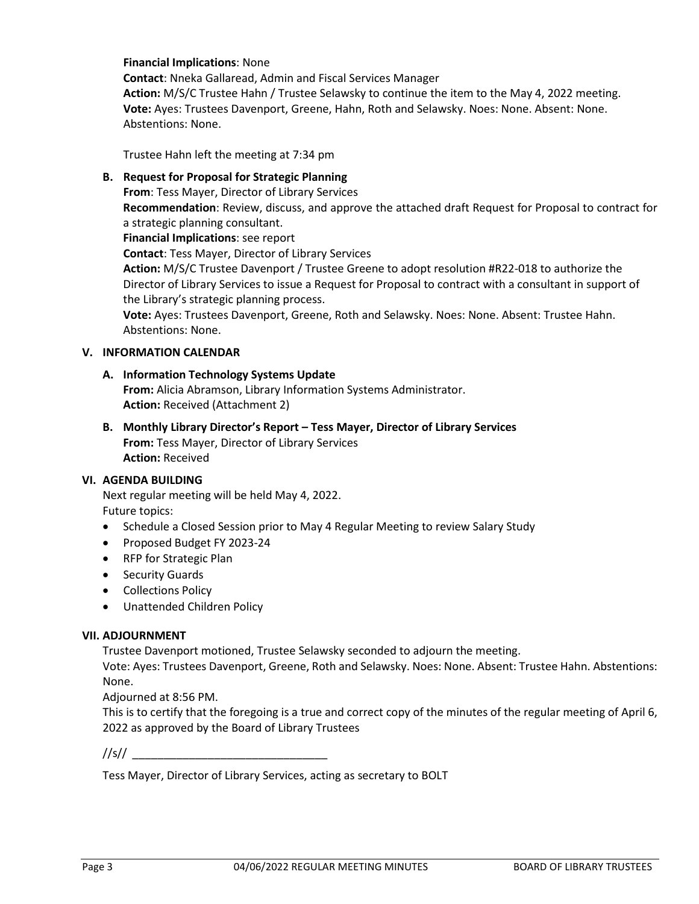**Financial Implications**: None
**Contact**: Nneka Gallaread, Admin and Fiscal Services Manager
**Action:** M/S/C Trustee Hahn / Trustee Selawsky to continue the item to the May 4, 2022 meeting.
**Vote:** Ayes: Trustees Davenport, Greene, Hahn, Roth and Selawsky. Noes: None. Absent: None. Abstentions: None.

Trustee Hahn left the meeting at 7:34 pm

**B. Request for Proposal for Strategic Planning**
**From**: Tess Mayer, Director of Library Services
**Recommendation**: Review, discuss, and approve the attached draft Request for Proposal to contract for a strategic planning consultant.
**Financial Implications**: see report
**Contact**: Tess Mayer, Director of Library Services
**Action:** M/S/C Trustee Davenport / Trustee Greene to adopt resolution #R22-018 to authorize the Director of Library Services to issue a Request for Proposal to contract with a consultant in support of the Library's strategic planning process.
**Vote:** Ayes: Trustees Davenport, Greene, Roth and Selawsky. Noes: None. Absent: Trustee Hahn. Abstentions: None.

## V. INFORMATION CALENDAR

**A. Information Technology Systems Update**
**From:** Alicia Abramson, Library Information Systems Administrator.
**Action:** Received (Attachment 2)

**B. Monthly Library Director's Report – Tess Mayer, Director of Library Services**
**From:** Tess Mayer, Director of Library Services
**Action:** Received

## VI. AGENDA BUILDING

Next regular meeting will be held May 4, 2022.
Future topics:

- Schedule a Closed Session prior to May 4 Regular Meeting to review Salary Study
- Proposed Budget FY 2023-24
- RFP for Strategic Plan
- Security Guards
- Collections Policy
- Unattended Children Policy

## VII. ADJOURNMENT

Trustee Davenport motioned, Trustee Selawsky seconded to adjourn the meeting.
Vote: Ayes: Trustees Davenport, Greene, Roth and Selawsky. Noes: None. Absent: Trustee Hahn. Abstentions: None.
Adjourned at 8:56 PM.
This is to certify that the foregoing is a true and correct copy of the minutes of the regular meeting of April 6, 2022 as approved by the Board of Library Trustees

//s// ______________________________

Tess Mayer, Director of Library Services, acting as secretary to BOLT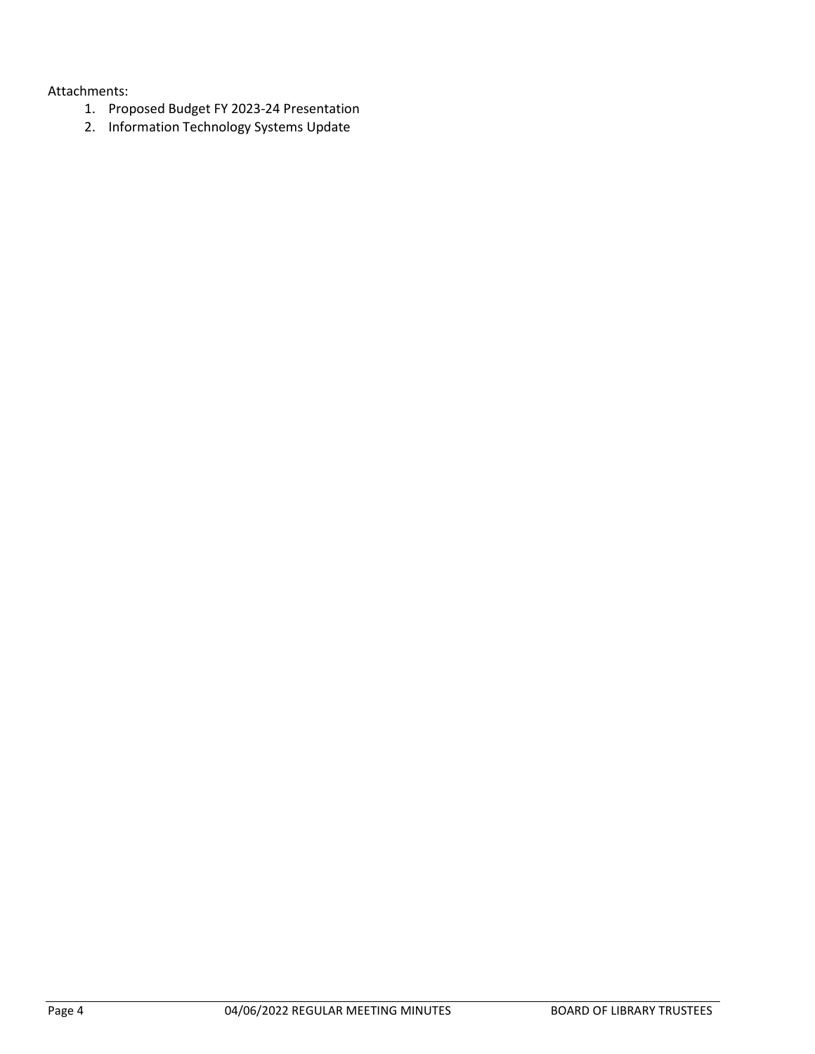Attachments:

1. Proposed Budget FY 2023-24 Presentation
2. Information Technology Systems Update